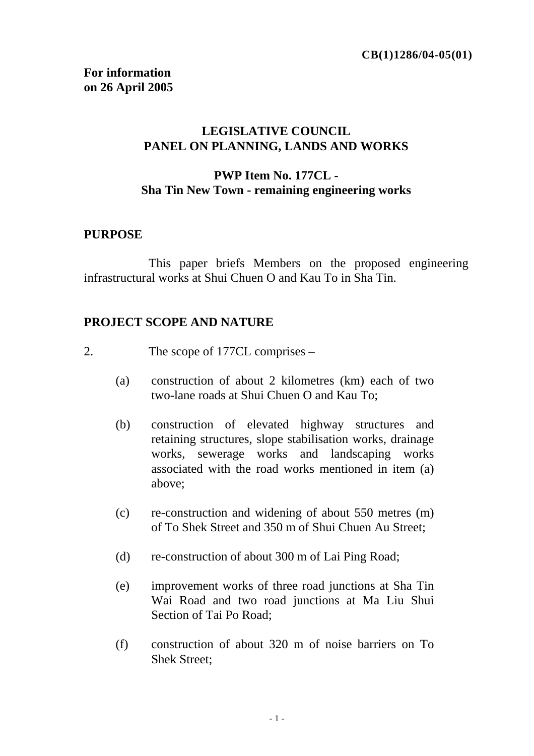**CB(1)1286/04-05(01)**

**For information**
**on 26 April 2005**

## LEGISLATIVE COUNCIL
## PANEL ON PLANNING, LANDS AND WORKS

### PWP Item No. 177CL - Sha Tin New Town - remaining engineering works

### PURPOSE

This paper briefs Members on the proposed engineering infrastructural works at Shui Chuen O and Kau To in Sha Tin.

### PROJECT SCOPE AND NATURE

2. The scope of 177CL comprises –

(a) construction of about 2 kilometres (km) each of two two-lane roads at Shui Chuen O and Kau To;

(b) construction of elevated highway structures and retaining structures, slope stabilisation works, drainage works, sewerage works and landscaping works associated with the road works mentioned in item (a) above;

(c) re-construction and widening of about 550 metres (m) of To Shek Street and 350 m of Shui Chuen Au Street;

(d) re-construction of about 300 m of Lai Ping Road;

(e) improvement works of three road junctions at Sha Tin Wai Road and two road junctions at Ma Liu Shui Section of Tai Po Road;

(f) construction of about 320 m of noise barriers on To Shek Street;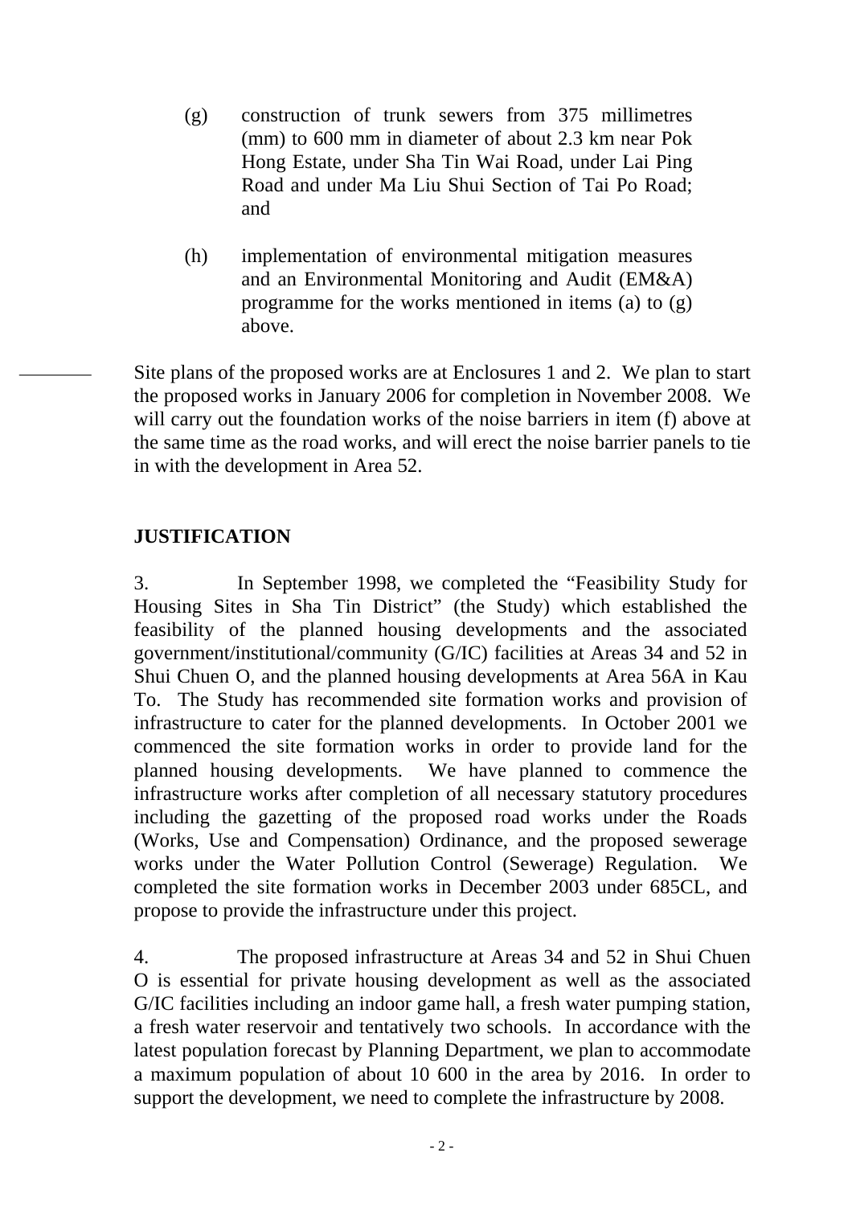(g) construction of trunk sewers from 375 millimetres (mm) to 600 mm in diameter of about 2.3 km near Pok Hong Estate, under Sha Tin Wai Road, under Lai Ping Road and under Ma Liu Shui Section of Tai Po Road; and

(h) implementation of environmental mitigation measures and an Environmental Monitoring and Audit (EM&A) programme for the works mentioned in items (a) to (g) above.

Site plans of the proposed works are at Enclosures 1 and 2. We plan to start the proposed works in January 2006 for completion in November 2008. We will carry out the foundation works of the noise barriers in item (f) above at the same time as the road works, and will erect the noise barrier panels to tie in with the development in Area 52.

**JUSTIFICATION**

3. In September 1998, we completed the "Feasibility Study for Housing Sites in Sha Tin District" (the Study) which established the feasibility of the planned housing developments and the associated government/institutional/community (G/IC) facilities at Areas 34 and 52 in Shui Chuen O, and the planned housing developments at Area 56A in Kau To. The Study has recommended site formation works and provision of infrastructure to cater for the planned developments. In October 2001 we commenced the site formation works in order to provide land for the planned housing developments. We have planned to commence the infrastructure works after completion of all necessary statutory procedures including the gazetting of the proposed road works under the Roads (Works, Use and Compensation) Ordinance, and the proposed sewerage works under the Water Pollution Control (Sewerage) Regulation. We completed the site formation works in December 2003 under 685CL, and propose to provide the infrastructure under this project.

4. The proposed infrastructure at Areas 34 and 52 in Shui Chuen O is essential for private housing development as well as the associated G/IC facilities including an indoor game hall, a fresh water pumping station, a fresh water reservoir and tentatively two schools. In accordance with the latest population forecast by Planning Department, we plan to accommodate a maximum population of about 10 600 in the area by 2016. In order to support the development, we need to complete the infrastructure by 2008.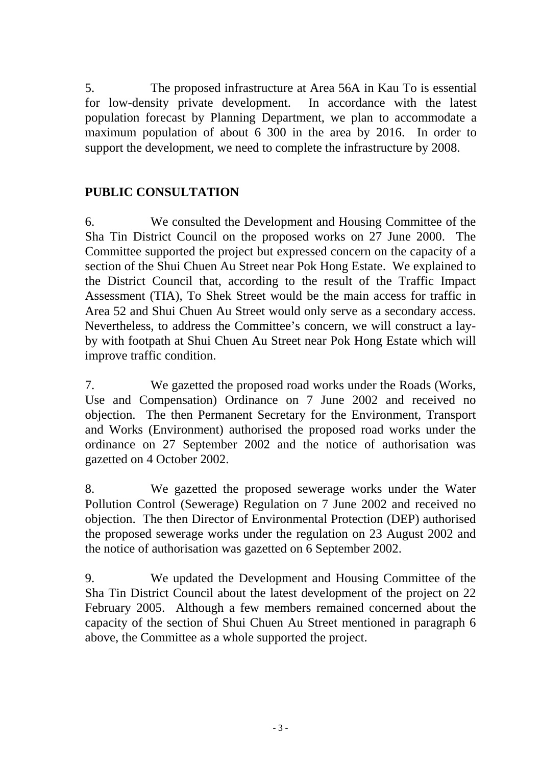5. The proposed infrastructure at Area 56A in Kau To is essential for low-density private development. In accordance with the latest population forecast by Planning Department, we plan to accommodate a maximum population of about 6 300 in the area by 2016. In order to support the development, we need to complete the infrastructure by 2008.

## PUBLIC CONSULTATION

6. We consulted the Development and Housing Committee of the Sha Tin District Council on the proposed works on 27 June 2000. The Committee supported the project but expressed concern on the capacity of a section of the Shui Chuen Au Street near Pok Hong Estate. We explained to the District Council that, according to the result of the Traffic Impact Assessment (TIA), To Shek Street would be the main access for traffic in Area 52 and Shui Chuen Au Street would only serve as a secondary access. Nevertheless, to address the Committee's concern, we will construct a lay-by with footpath at Shui Chuen Au Street near Pok Hong Estate which will improve traffic condition.

7. We gazetted the proposed road works under the Roads (Works, Use and Compensation) Ordinance on 7 June 2002 and received no objection. The then Permanent Secretary for the Environment, Transport and Works (Environment) authorised the proposed road works under the ordinance on 27 September 2002 and the notice of authorisation was gazetted on 4 October 2002.

8. We gazetted the proposed sewerage works under the Water Pollution Control (Sewerage) Regulation on 7 June 2002 and received no objection. The then Director of Environmental Protection (DEP) authorised the proposed sewerage works under the regulation on 23 August 2002 and the notice of authorisation was gazetted on 6 September 2002.

9. We updated the Development and Housing Committee of the Sha Tin District Council about the latest development of the project on 22 February 2005. Although a few members remained concerned about the capacity of the section of Shui Chuen Au Street mentioned in paragraph 6 above, the Committee as a whole supported the project.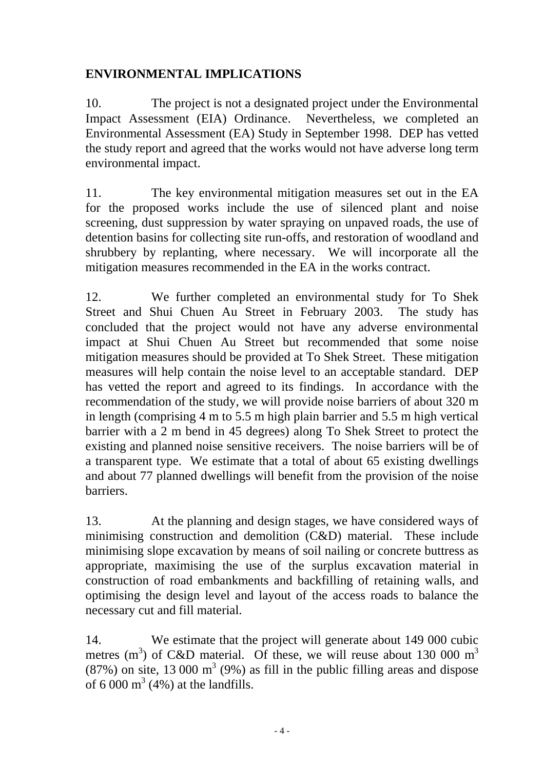## ENVIRONMENTAL IMPLICATIONS

10. The project is not a designated project under the Environmental Impact Assessment (EIA) Ordinance. Nevertheless, we completed an Environmental Assessment (EA) Study in September 1998. DEP has vetted the study report and agreed that the works would not have adverse long term environmental impact.

11. The key environmental mitigation measures set out in the EA for the proposed works include the use of silenced plant and noise screening, dust suppression by water spraying on unpaved roads, the use of detention basins for collecting site run-offs, and restoration of woodland and shrubbery by replanting, where necessary. We will incorporate all the mitigation measures recommended in the EA in the works contract.

12. We further completed an environmental study for To Shek Street and Shui Chuen Au Street in February 2003. The study has concluded that the project would not have any adverse environmental impact at Shui Chuen Au Street but recommended that some noise mitigation measures should be provided at To Shek Street. These mitigation measures will help contain the noise level to an acceptable standard. DEP has vetted the report and agreed to its findings. In accordance with the recommendation of the study, we will provide noise barriers of about 320 m in length (comprising 4 m to 5.5 m high plain barrier and 5.5 m high vertical barrier with a 2 m bend in 45 degrees) along To Shek Street to protect the existing and planned noise sensitive receivers. The noise barriers will be of a transparent type. We estimate that a total of about 65 existing dwellings and about 77 planned dwellings will benefit from the provision of the noise barriers.

13. At the planning and design stages, we have considered ways of minimising construction and demolition (C&D) material. These include minimising slope excavation by means of soil nailing or concrete buttress as appropriate, maximising the use of the surplus excavation material in construction of road embankments and backfilling of retaining walls, and optimising the design level and layout of the access roads to balance the necessary cut and fill material.

14. We estimate that the project will generate about 149 000 cubic metres ($m^3$) of C&D material. Of these, we will reuse about 130 000 $m^3$ (87%) on site, 13 000 $m^3$ (9%) as fill in the public filling areas and dispose of 6 000 $m^3$ (4%) at the landfills.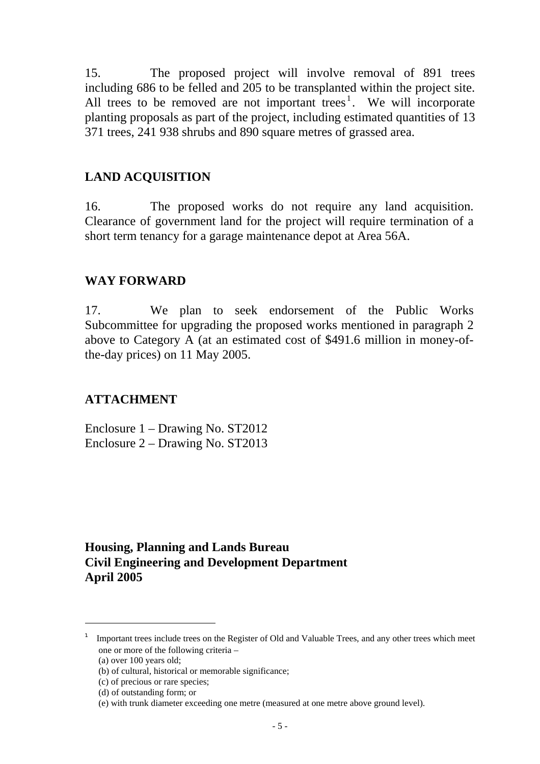15. The proposed project will involve removal of 891 trees including 686 to be felled and 205 to be transplanted within the project site. All trees to be removed are not important trees[1]. We will incorporate planting proposals as part of the project, including estimated quantities of 13 371 trees, 241 938 shrubs and 890 square metres of grassed area.

## LAND ACQUISITION

16. The proposed works do not require any land acquisition. Clearance of government land for the project will require termination of a short term tenancy for a garage maintenance depot at Area 56A.

## WAY FORWARD

17. We plan to seek endorsement of the Public Works Subcommittee for upgrading the proposed works mentioned in paragraph 2 above to Category A (at an estimated cost of $491.6 million in money-of-the-day prices) on 11 May 2005.

## ATTACHMENT

Enclosure 1 – Drawing No. ST2012
Enclosure 2 – Drawing No. ST2013

**Housing, Planning and Lands Bureau**
**Civil Engineering and Development Department**
**April 2005**

---

[1] Important trees include trees on the Register of Old and Valuable Trees, and any other trees which meet one or more of the following criteria –
(a) over 100 years old;
(b) of cultural, historical or memorable significance;
(c) of precious or rare species;
(d) of outstanding form; or
(e) with trunk diameter exceeding one metre (measured at one metre above ground level).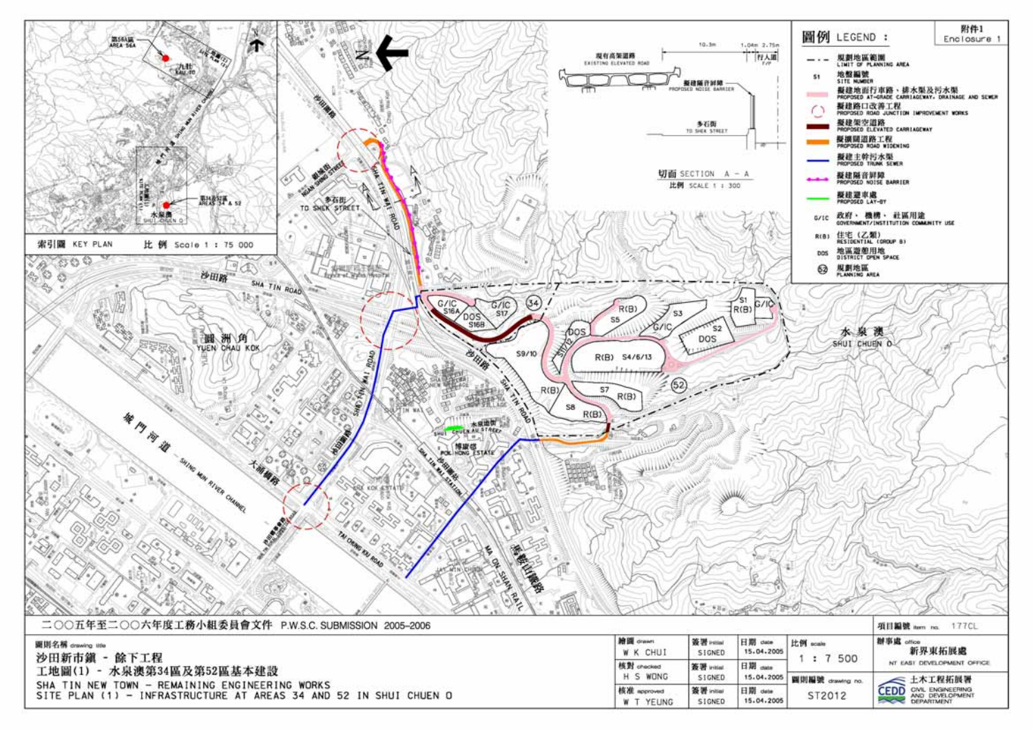附件1
Enclosure 1

## 圖例 LEGEND :

- 規劃地區範圍 LIMIT OF PLANNING AREA
- S1 地盤編號 SITE NUMBER
- 擬建地面行車路、排水渠及污水渠 PROPOSED AT-GRADE CARRIAGEWAY, DRAINAGE AND SEWER
- 擬建路口改善工程 PROPOSED ROAD JUNCTION IMPROVEMENT WORKS
- 擬建架空道路 PROPOSED ELEVATED CARRIAGEWAY
- 擬擴闊道路工程 PROPOSED ROAD WIDENING
- 擬建主幹污水渠 PROPOSED TRUNK SEWER
- 擬建隔音屏障 PROPOSED NOISE BARRIER
- 擬建避車處 PROPOSED LAY-BY
- G/IC 政府、機構、社區用途 GOVERNMENT/INSTITUTION COMMUNITY USE
- R(B) 住宅（乙類） RESIDENTIAL (GROUP B)
- DOS 地區遊憩用地 DISTRICT OPEN SPACE
- 52 規劃地區 PLANNING AREA

索引圖 KEY PLAN 比例 Scale 1 : 75 000

切面 SECTION A - A 比例 SCALE 1 : 300

二○○五年至二○○六年度工務小組委員會文件 P.W.S.C. SUBMISSION 2005-2006

項目編號 item no. 177CL

圖則名稱 drawing title

沙田新市鎮 - 餘下工程
工地圖(1) - 水泉澳第34區及第52區基本建設

SHA TIN NEW TOWN - REMAINING ENGINEERING WORKS
SITE PLAN (1) - INFRASTRUCTURE AT AREAS 34 AND 52 IN SHUI CHUEN O

| 繪圖 drawn | 簽署 initial | 日期 date |
|---|---|---|
| W K CHUI | SIGNED | 15.04.2005 |
| 核對 checked H S WONG | SIGNED | 15.04.2005 |
| 核准 approved W T YEUNG | SIGNED | 15.04.2005 |

比例 scale 1 : 7 500

圖則編號 drawing no. ST2012

辦事處 office 新界東拓展處 NT EAST DEVELOPMENT OFFICE

土木工程拓展署 CIVIL ENGINEERING AND DEVELOPMENT DEPARTMENT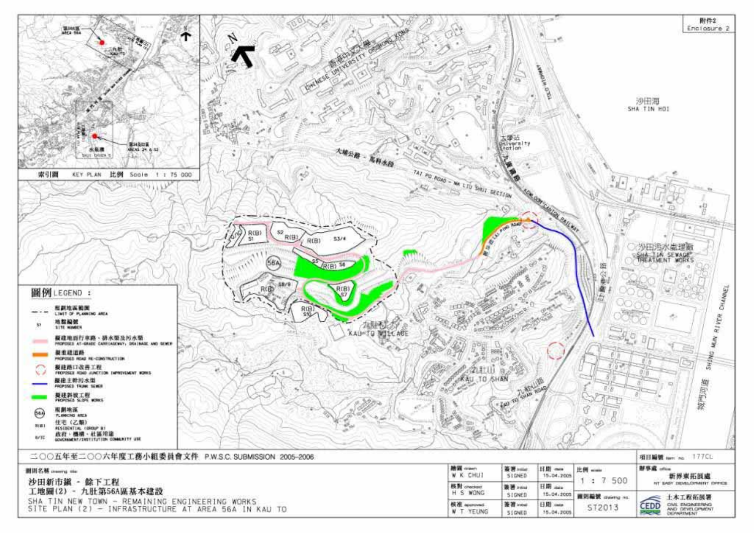附件2
Enclosure 2

沙田海
SHA TIN HOI

香港中文大學
CHINESE UNIVERSITY OF HONG KONG

大學站
University Station

大埔公路 - 馬料水段
TAI PO ROAD - MA LIU SHUI SECTION

九廣鐵路
KOWLOON-CANTON RAILWAY

沙田污水處理廠
SHA TIN SEWAGE TREATMENT WORKS

城門河道
SHING MUN RIVER CHANNEL

九肚村
KAU TO VILLAGE

九肚山
KAU TO SHAN

九肚山路
KAU TO SHAN ROAD

R(B) S1, S2 R(B), R(B) S3/4, 56A, S5 R(B) S6, R(B) S8/9, R(B) S7, R(B) S10, G/IC

索引圖 KEY PLAN 比例 Scale 1 : 75 000

第56A區
AREA 56A

九肚
KAU TO

第24及52區
AREAS 24 & 52

水泉澳
SHUI CHUEN O

## 圖例 LEGEND :

- 規劃地區範圍 LIMIT OF PLANNING AREA
- S1 地盤編號 SITE NUMBER
- 擬建地面行車路、排水渠及污水渠 PROPOSED AT-GRADE CARRIAGEWAY, DRAINAGE AND SEWER
- 擬重建道路 PROPOSED ROAD RE-CONSTRUCTION
- 擬建路口改善工程 PROPOSED ROAD JUNCTION IMPROVEMENT WORKS
- 擬建主幹污水渠 PROPOSED TRUNK SEWER
- 擬建斜坡工程 PROPOSED SLOPE WORKS
- 56A 規劃地區 PLANNING AREA
- R(B) 住宅（乙類） RESIDENTIAL (GROUP B)
- G/IC 政府、機構、社區用途 GOVERNMENT/INSTITUTION COMMUNITY USE

二〇〇五年至二〇〇六年度工務小組委員會文件 P.W.S.C. SUBMISSION 2005-2006

項目編號 item no. 177CL

圖則名稱 drawing title

沙田新市鎮 - 餘下工程
工地圖(2) - 九肚第56A區基本建設
SHA TIN NEW TOWN - REMAINING ENGINEERING WORKS
SITE PLAN (2) - INFRASTRUCTURE AT AREA 56A IN KAU TO

| | | | | | |
|---|---|---|---|---|---|
| 繪圖 drawn | W K CHUI | 簽署 initial | SIGNED | 日期 date | 15-04-2005 |
| 核對 checked | H S WONG | 簽署 initial | SIGNED | 日期 date | 15-04-2005 |
| 核准 approved | W T YEUNG | 簽署 initial | SIGNED | 日期 date | 15-04-2005 |

比例 scale 1 : 7 500

圖則編號 drawing no. ST2013

辦事處 office 新界東拓展處 NT EAST DEVELOPMENT OFFICE

CEDD 土木工程拓展署 CIVIL ENGINEERING AND DEVELOPMENT DEPARTMENT